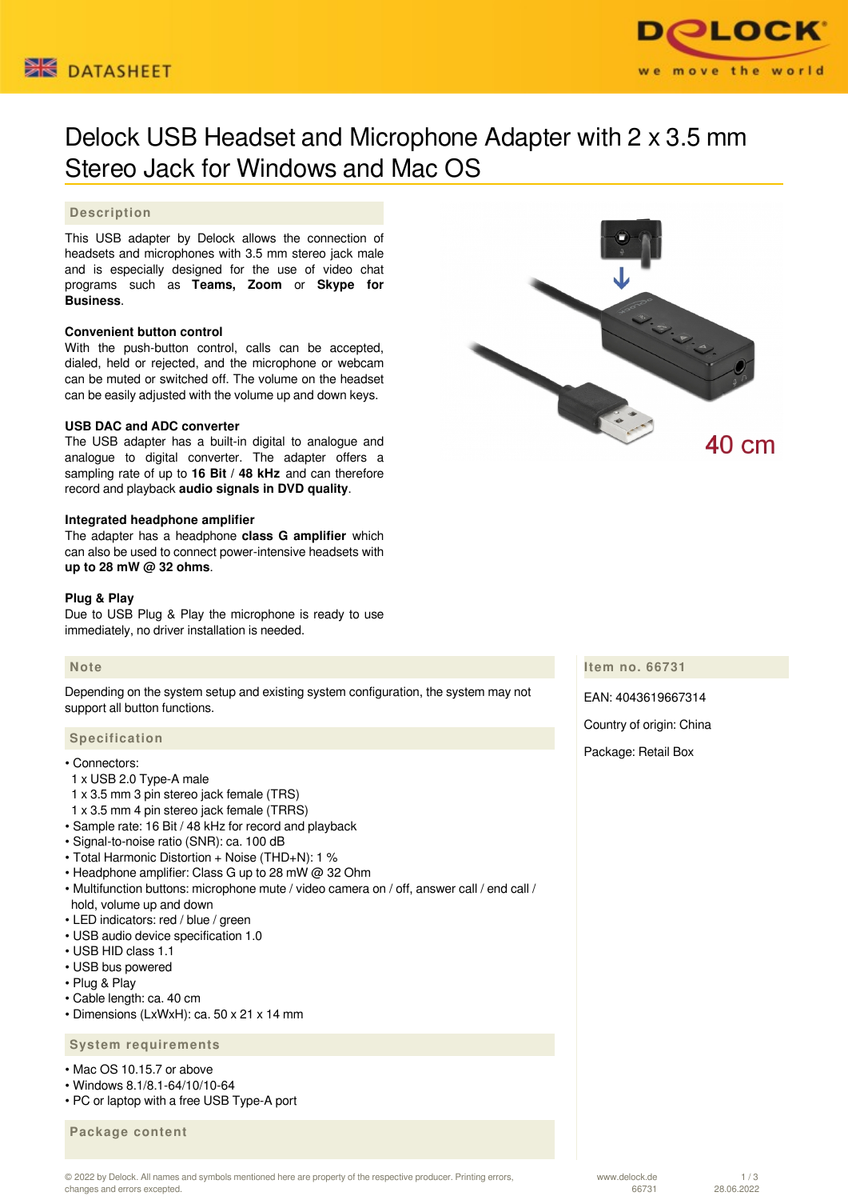# Delock USB Headset and Microphone Adapter with 2 x 3.5 mm Stereo Jack for Windows and Mac OS

## Description

This USB adapter by Delock allows the connection of headsets and microphones with 3.5 mm stereo jack male and is especially designed for the use of video chat programs such as **Teams, Zoom** or **Skype for Business**.

**Convenient button control**
With the push-button control, calls can be accepted, dialed, held or rejected, and the microphone or webcam can be muted or switched off. The volume on the headset can be easily adjusted with the volume up and down keys.

**USB DAC and ADC converter**
The USB adapter has a built-in digital to analogue and analogue to digital converter. The adapter offers a sampling rate of up to **16 Bit** / **48 kHz** and can therefore record and playback **audio signals in DVD quality**.

**Integrated headphone amplifier**
The adapter has a headphone **class G amplifier** which can also be used to connect power-intensive headsets with **up to 28 mW @ 32 ohms**.

**Plug & Play**
Due to USB Plug & Play the microphone is ready to use immediately, no driver installation is needed.

40 cm

## Item no. 66731

EAN: 4043619667314

Country of origin: China

Package: Retail Box

## Note

Depending on the system setup and existing system configuration, the system may not support all button functions.

## Specification

- Connectors:
  1 x USB 2.0 Type-A male
  1 x 3.5 mm 3 pin stereo jack female (TRS)
  1 x 3.5 mm 4 pin stereo jack female (TRRS)
- Sample rate: 16 Bit / 48 kHz for record and playback
- Signal-to-noise ratio (SNR): ca. 100 dB
- Total Harmonic Distortion + Noise (THD+N): 1 %
- Headphone amplifier: Class G up to 28 mW @ 32 Ohm
- Multifunction buttons: microphone mute / video camera on / off, answer call / end call / hold, volume up and down
- LED indicators: red / blue / green
- USB audio device specification 1.0
- USB HID class 1.1
- USB bus powered
- Plug & Play
- Cable length: ca. 40 cm
- Dimensions (LxWxH): ca. 50 x 21 x 14 mm

## System requirements

- Mac OS 10.15.7 or above
- Windows 8.1/8.1-64/10/10-64
- PC or laptop with a free USB Type-A port

## Package content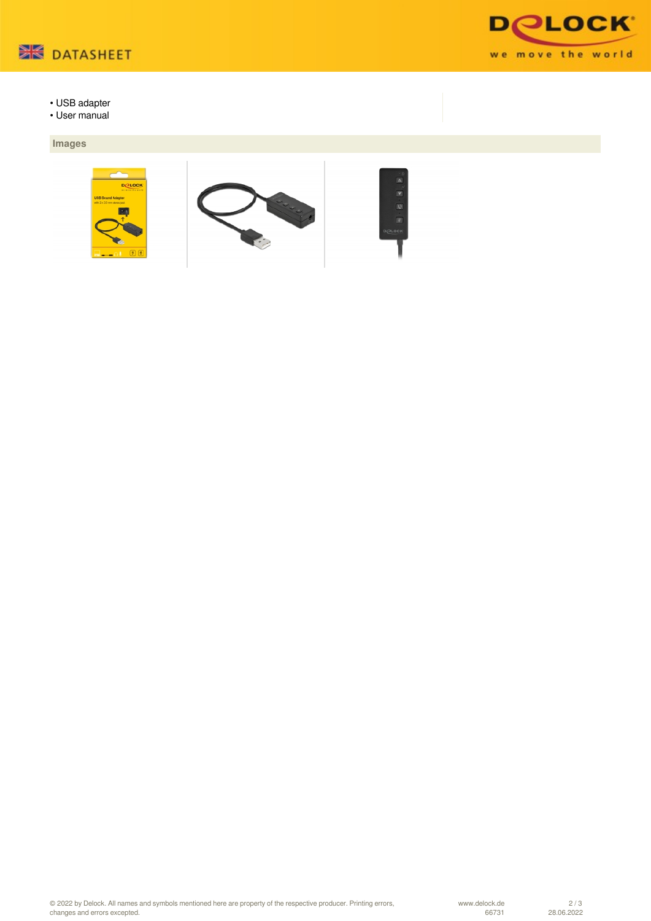- USB adapter
- User manual

## Images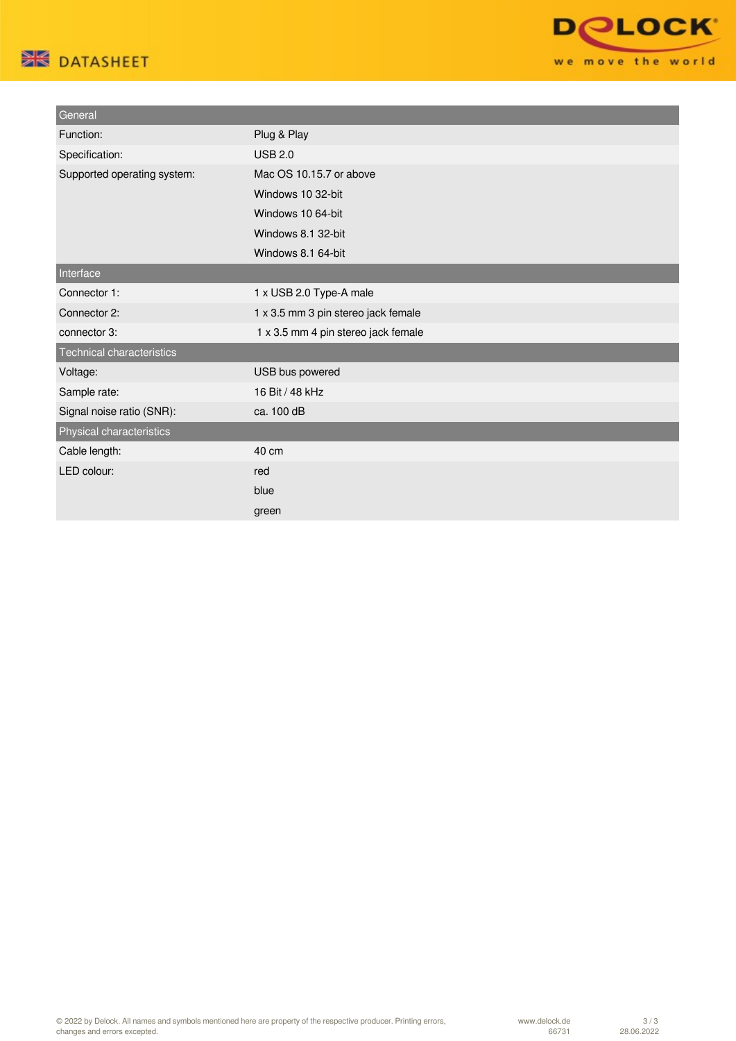| | |
|---|---|
| **General** | |
| Function: | Plug & Play |
| Specification: | USB 2.0 |
| Supported operating system: | Mac OS 10.15.7 or above |
| | Windows 10 32-bit |
| | Windows 10 64-bit |
| | Windows 8.1 32-bit |
| | Windows 8.1 64-bit |
| **Interface** | |
| Connector 1: | 1 x USB 2.0 Type-A male |
| Connector 2: | 1 x 3.5 mm 3 pin stereo jack female |
| connector 3: | 1 x 3.5 mm 4 pin stereo jack female |
| **Technical characteristics** | |
| Voltage: | USB bus powered |
| Sample rate: | 16 Bit / 48 kHz |
| Signal noise ratio (SNR): | ca. 100 dB |
| **Physical characteristics** | |
| Cable length: | 40 cm |
| LED colour: | red |
| | blue |
| | green |

© 2022 by Delock. All names and symbols mentioned here are property of the respective producer. Printing errors, changes and errors excepted.

www.delock.de
66731
28.06.2022